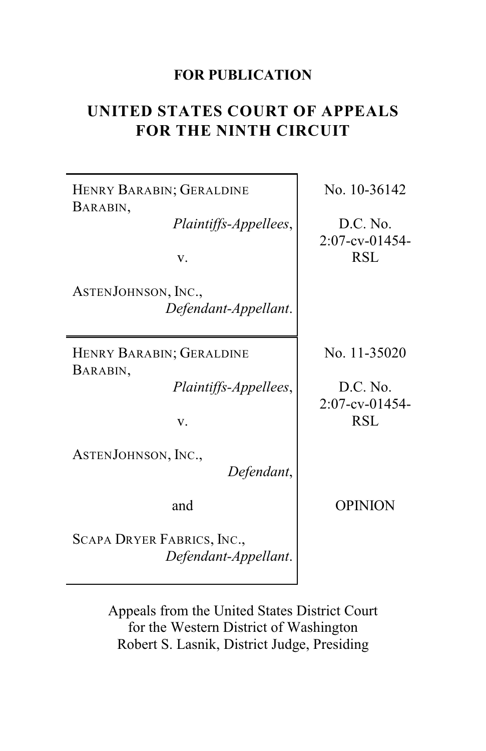**FOR PUBLICATION**

# UNITED STATES COURT OF APPEALS FOR THE NINTH CIRCUIT

| | |
|---|---|
| HENRY BARABIN; GERALDINE BARABIN, *Plaintiffs-Appellees*, v. ASTENJOHNSON, INC., *Defendant-Appellant*. | No. 10-36142 D.C. No. 2:07-cv-01454-RSL |
| HENRY BARABIN; GERALDINE BARABIN, *Plaintiffs-Appellees*, v. ASTENJOHNSON, INC., *Defendant*, and SCAPA DRYER FABRICS, INC., *Defendant-Appellant*. | No. 11-35020 D.C. No. 2:07-cv-01454-RSL OPINION |

Appeals from the United States District Court for the Western District of Washington
Robert S. Lasnik, District Judge, Presiding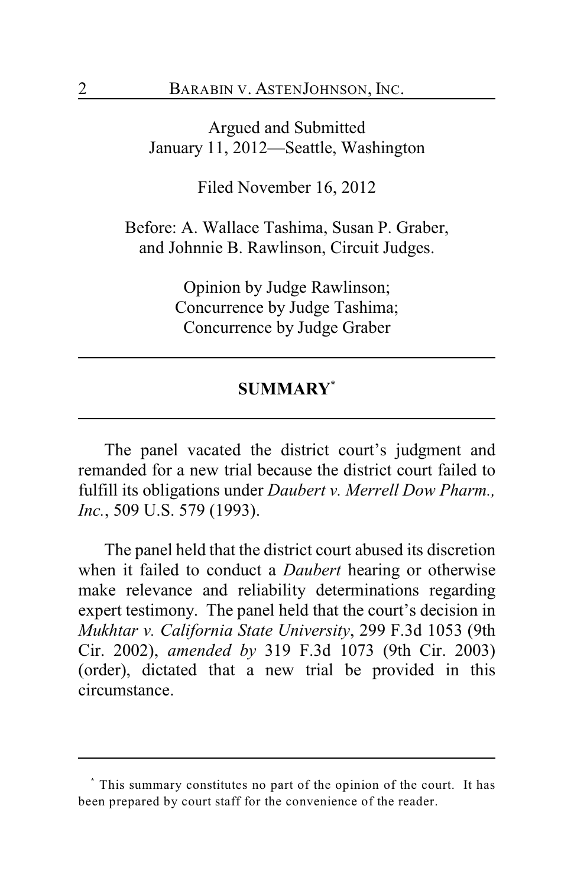Argued and Submitted
January 11, 2012—Seattle, Washington

Filed November 16, 2012

Before: A. Wallace Tashima, Susan P. Graber, and Johnnie B. Rawlinson, Circuit Judges.

Opinion by Judge Rawlinson;
Concurrence by Judge Tashima;
Concurrence by Judge Graber

## SUMMARY[*]

The panel vacated the district court's judgment and remanded for a new trial because the district court failed to fulfill its obligations under *Daubert v. Merrell Dow Pharm., Inc.*, 509 U.S. 579 (1993).

The panel held that the district court abused its discretion when it failed to conduct a *Daubert* hearing or otherwise make relevance and reliability determinations regarding expert testimony. The panel held that the court's decision in *Mukhtar v. California State University*, 299 F.3d 1053 (9th Cir. 2002), *amended by* 319 F.3d 1073 (9th Cir. 2003) (order), dictated that a new trial be provided in this circumstance.

[*] This summary constitutes no part of the opinion of the court. It has been prepared by court staff for the convenience of the reader.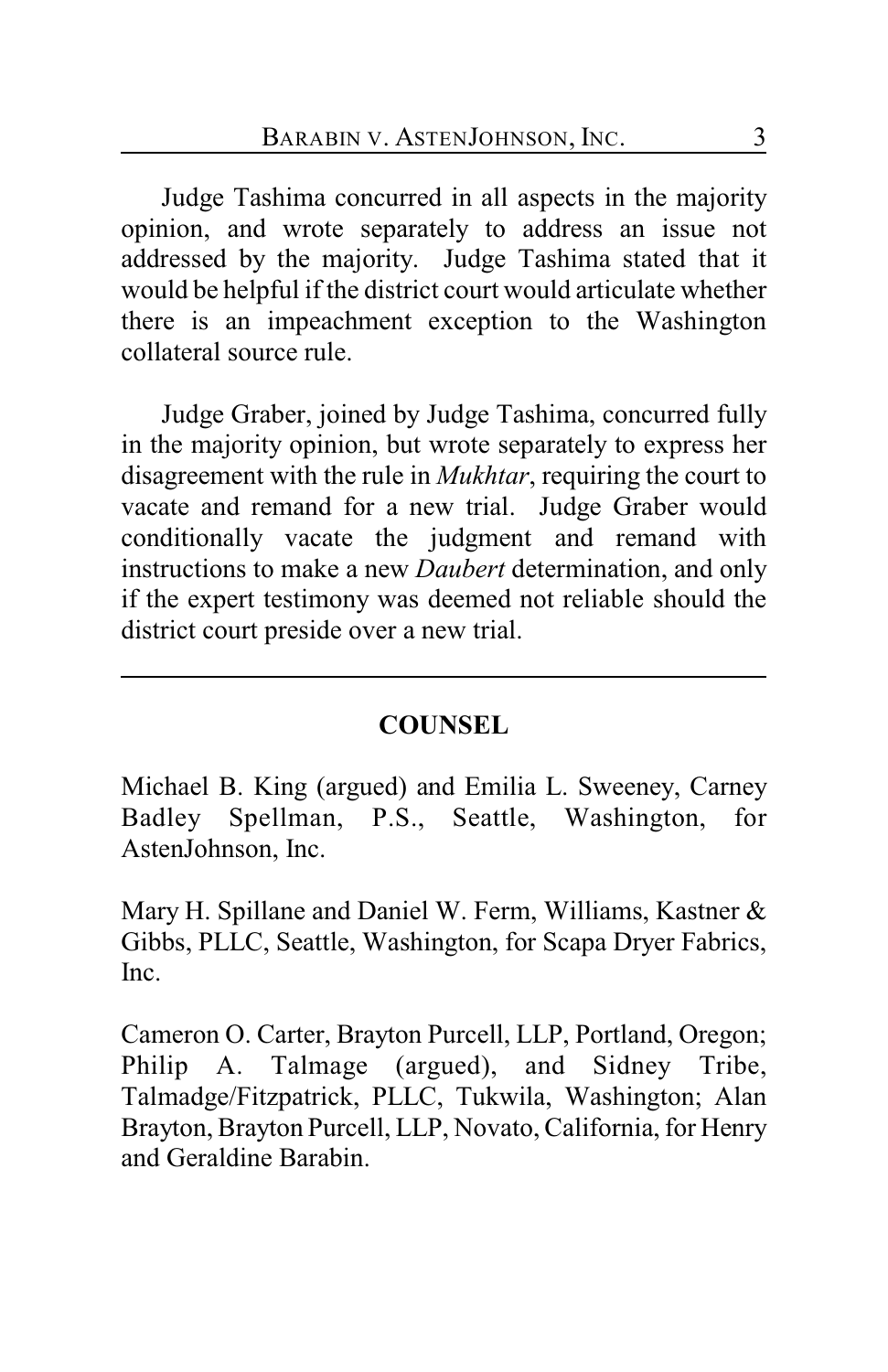Judge Tashima concurred in all aspects in the majority opinion, and wrote separately to address an issue not addressed by the majority. Judge Tashima stated that it would be helpful if the district court would articulate whether there is an impeachment exception to the Washington collateral source rule.

Judge Graber, joined by Judge Tashima, concurred fully in the majority opinion, but wrote separately to express her disagreement with the rule in *Mukhtar*, requiring the court to vacate and remand for a new trial. Judge Graber would conditionally vacate the judgment and remand with instructions to make a new *Daubert* determination, and only if the expert testimony was deemed not reliable should the district court preside over a new trial.

---

## COUNSEL

Michael B. King (argued) and Emilia L. Sweeney, Carney Badley Spellman, P.S., Seattle, Washington, for AstenJohnson, Inc.

Mary H. Spillane and Daniel W. Ferm, Williams, Kastner & Gibbs, PLLC, Seattle, Washington, for Scapa Dryer Fabrics, Inc.

Cameron O. Carter, Brayton Purcell, LLP, Portland, Oregon; Philip A. Talmage (argued), and Sidney Tribe, Talmadge/Fitzpatrick, PLLC, Tukwila, Washington; Alan Brayton, Brayton Purcell, LLP, Novato, California, for Henry and Geraldine Barabin.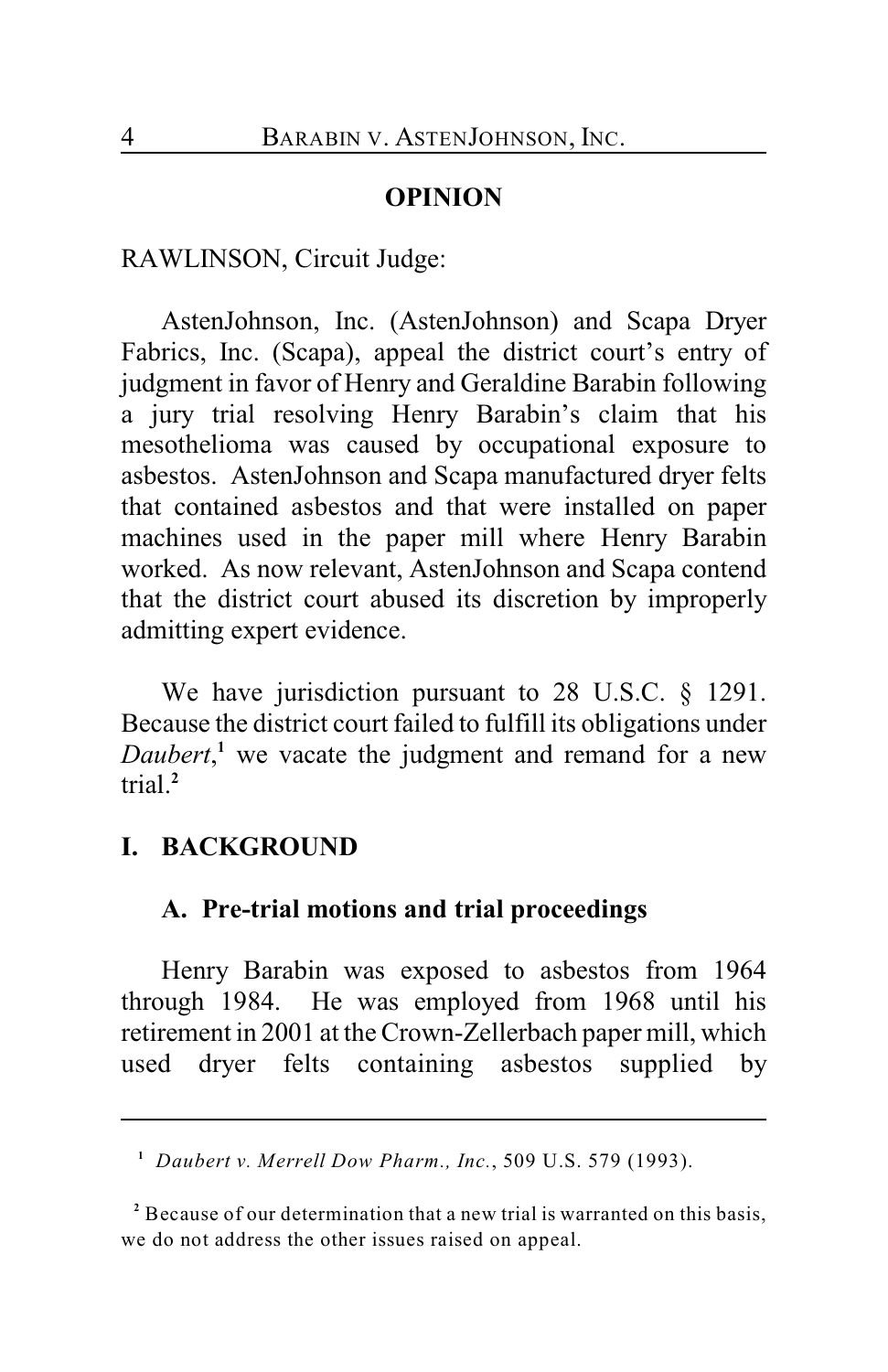## OPINION

RAWLINSON, Circuit Judge:

AstenJohnson, Inc. (AstenJohnson) and Scapa Dryer Fabrics, Inc. (Scapa), appeal the district court's entry of judgment in favor of Henry and Geraldine Barabin following a jury trial resolving Henry Barabin's claim that his mesothelioma was caused by occupational exposure to asbestos. AstenJohnson and Scapa manufactured dryer felts that contained asbestos and that were installed on paper machines used in the paper mill where Henry Barabin worked. As now relevant, AstenJohnson and Scapa contend that the district court abused its discretion by improperly admitting expert evidence.

We have jurisdiction pursuant to 28 U.S.C. § 1291. Because the district court failed to fulfill its obligations under *Daubert*,[1] we vacate the judgment and remand for a new trial.[2]

## I. BACKGROUND

### A. Pre-trial motions and trial proceedings

Henry Barabin was exposed to asbestos from 1964 through 1984. He was employed from 1968 until his retirement in 2001 at the Crown-Zellerbach paper mill, which used dryer felts containing asbestos supplied by

---

[1] *Daubert v. Merrell Dow Pharm., Inc.*, 509 U.S. 579 (1993).

[2] Because of our determination that a new trial is warranted on this basis, we do not address the other issues raised on appeal.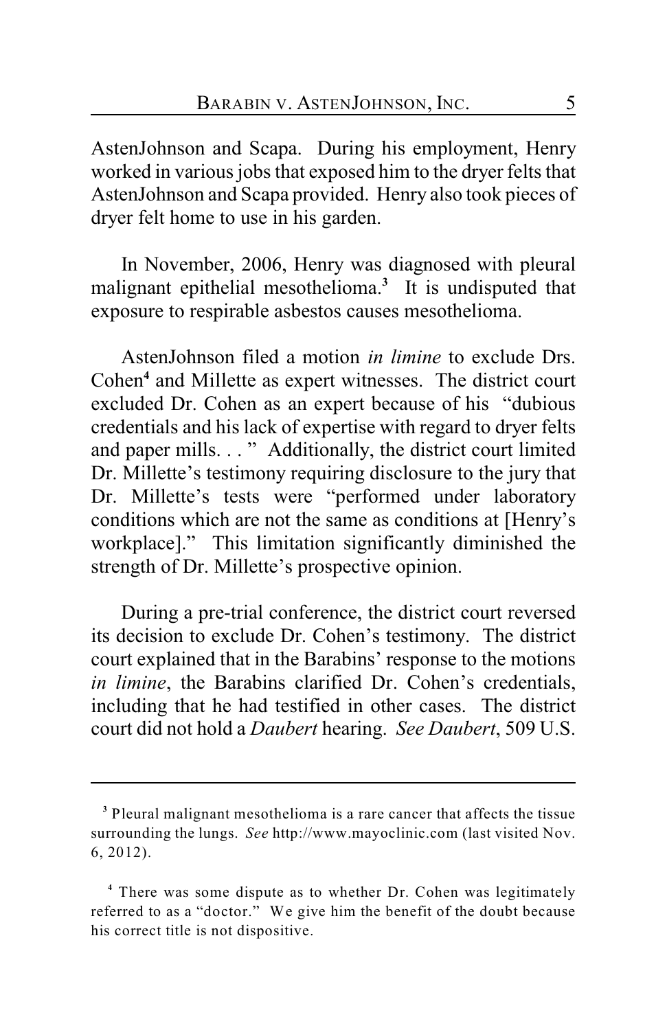AstenJohnson and Scapa. During his employment, Henry worked in various jobs that exposed him to the dryer felts that AstenJohnson and Scapa provided. Henry also took pieces of dryer felt home to use in his garden.

In November, 2006, Henry was diagnosed with pleural malignant epithelial mesothelioma.[3] It is undisputed that exposure to respirable asbestos causes mesothelioma.

AstenJohnson filed a motion *in limine* to exclude Drs. Cohen[4] and Millette as expert witnesses. The district court excluded Dr. Cohen as an expert because of his "dubious credentials and his lack of expertise with regard to dryer felts and paper mills. . . " Additionally, the district court limited Dr. Millette's testimony requiring disclosure to the jury that Dr. Millette's tests were "performed under laboratory conditions which are not the same as conditions at [Henry's workplace]." This limitation significantly diminished the strength of Dr. Millette's prospective opinion.

During a pre-trial conference, the district court reversed its decision to exclude Dr. Cohen's testimony. The district court explained that in the Barabins' response to the motions *in limine*, the Barabins clarified Dr. Cohen's credentials, including that he had testified in other cases. The district court did not hold a *Daubert* hearing. *See Daubert*, 509 U.S.

---

[3] Pleural malignant mesothelioma is a rare cancer that affects the tissue surrounding the lungs. *See* http://www.mayoclinic.com (last visited Nov. 6, 2012).

[4] There was some dispute as to whether Dr. Cohen was legitimately referred to as a "doctor." We give him the benefit of the doubt because his correct title is not dispositive.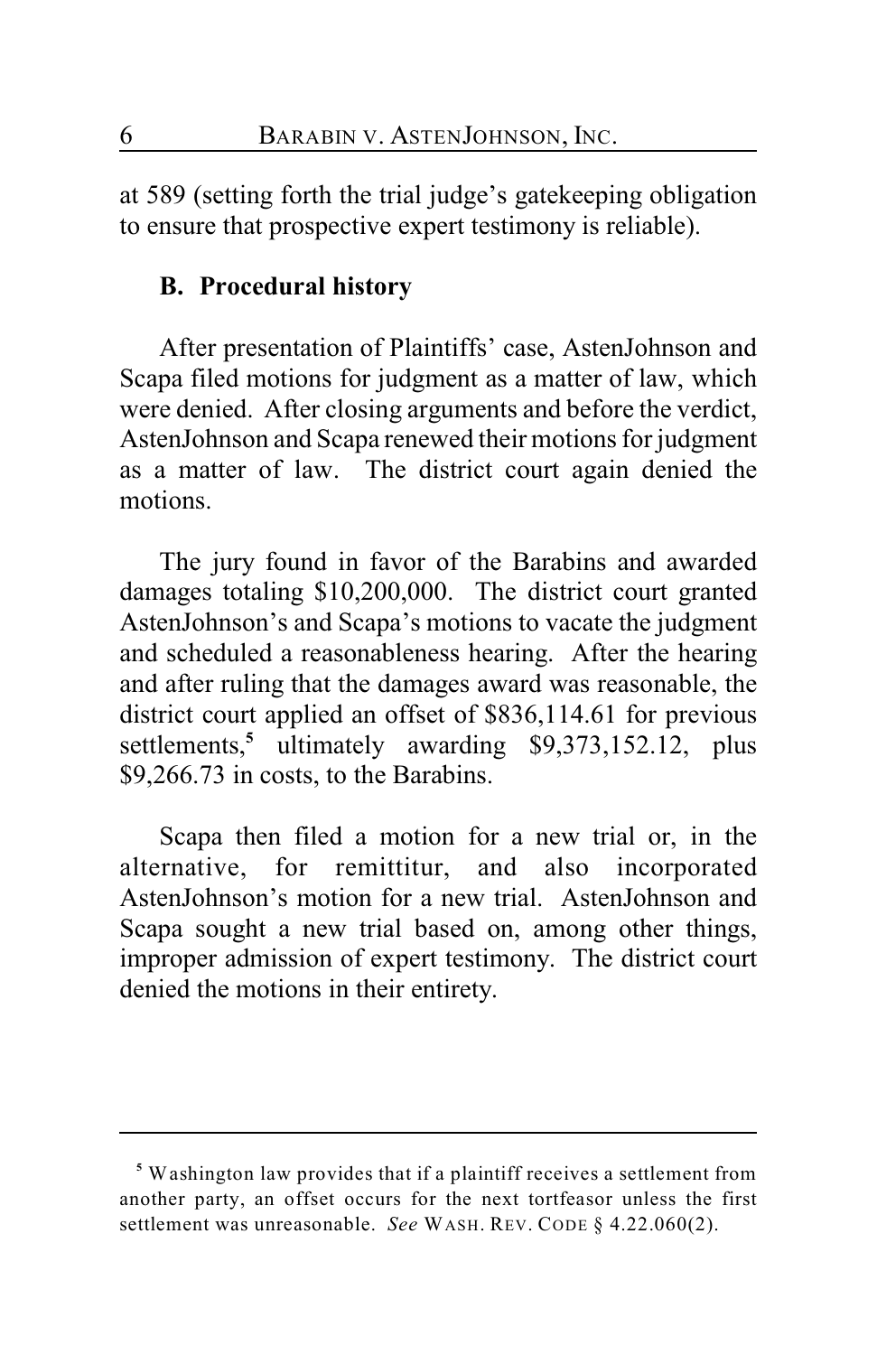at 589 (setting forth the trial judge's gatekeeping obligation to ensure that prospective expert testimony is reliable).

### B. Procedural history

After presentation of Plaintiffs' case, AstenJohnson and Scapa filed motions for judgment as a matter of law, which were denied. After closing arguments and before the verdict, AstenJohnson and Scapa renewed their motions for judgment as a matter of law. The district court again denied the motions.

The jury found in favor of the Barabins and awarded damages totaling $10,200,000. The district court granted AstenJohnson's and Scapa's motions to vacate the judgment and scheduled a reasonableness hearing. After the hearing and after ruling that the damages award was reasonable, the district court applied an offset of $836,114.61 for previous settlements,[5] ultimately awarding $9,373,152.12, plus $9,266.73 in costs, to the Barabins.

Scapa then filed a motion for a new trial or, in the alternative, for remittitur, and also incorporated AstenJohnson's motion for a new trial. AstenJohnson and Scapa sought a new trial based on, among other things, improper admission of expert testimony. The district court denied the motions in their entirety.

---

[5] Washington law provides that if a plaintiff receives a settlement from another party, an offset occurs for the next tortfeasor unless the first settlement was unreasonable. *See* WASH. REV. CODE § 4.22.060(2).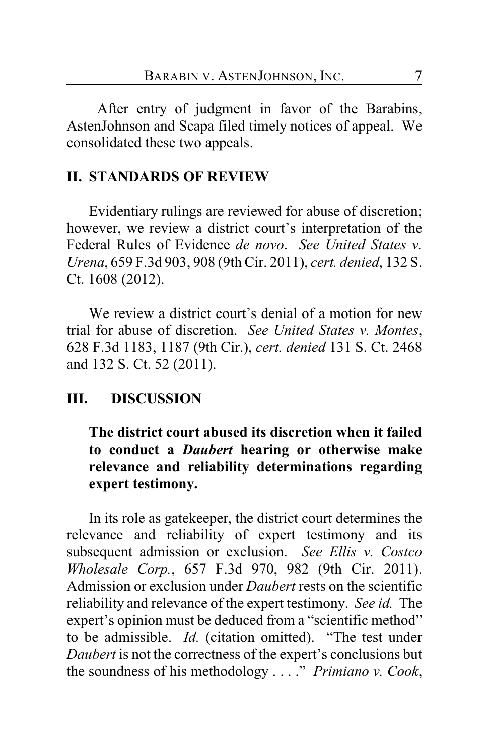After entry of judgment in favor of the Barabins, AstenJohnson and Scapa filed timely notices of appeal. We consolidated these two appeals.

## II. STANDARDS OF REVIEW

Evidentiary rulings are reviewed for abuse of discretion; however, we review a district court's interpretation of the Federal Rules of Evidence *de novo*. *See United States v. Urena*, 659 F.3d 903, 908 (9th Cir. 2011), *cert. denied*, 132 S. Ct. 1608 (2012).

We review a district court's denial of a motion for new trial for abuse of discretion. *See United States v. Montes*, 628 F.3d 1183, 1187 (9th Cir.), *cert. denied* 131 S. Ct. 2468 and 132 S. Ct. 52 (2011).

## III. DISCUSSION

### The district court abused its discretion when it failed to conduct a *Daubert* hearing or otherwise make relevance and reliability determinations regarding expert testimony.

In its role as gatekeeper, the district court determines the relevance and reliability of expert testimony and its subsequent admission or exclusion. *See Ellis v. Costco Wholesale Corp.*, 657 F.3d 970, 982 (9th Cir. 2011). Admission or exclusion under *Daubert* rests on the scientific reliability and relevance of the expert testimony. *See id.* The expert's opinion must be deduced from a "scientific method" to be admissible. *Id.* (citation omitted). "The test under *Daubert* is not the correctness of the expert's conclusions but the soundness of his methodology . . . ." *Primiano v. Cook*,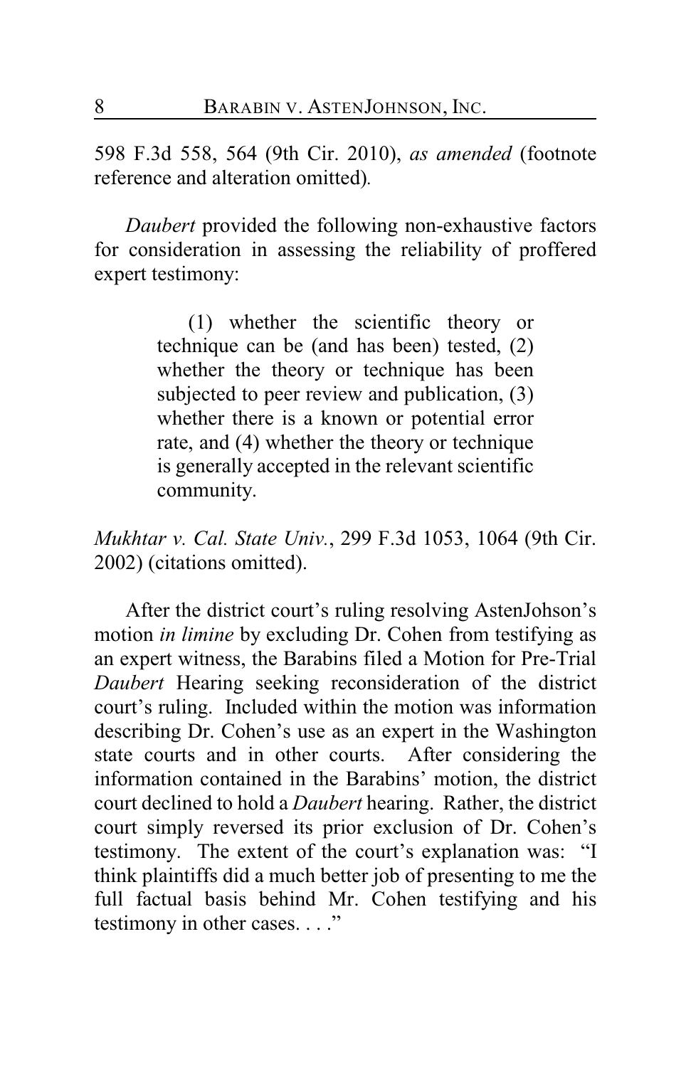598 F.3d 558, 564 (9th Cir. 2010), *as amended* (footnote reference and alteration omitted).

*Daubert* provided the following non-exhaustive factors for consideration in assessing the reliability of proffered expert testimony:

> (1) whether the scientific theory or technique can be (and has been) tested, (2) whether the theory or technique has been subjected to peer review and publication, (3) whether there is a known or potential error rate, and (4) whether the theory or technique is generally accepted in the relevant scientific community.

*Mukhtar v. Cal. State Univ.*, 299 F.3d 1053, 1064 (9th Cir. 2002) (citations omitted).

After the district court's ruling resolving AstenJohson's motion *in limine* by excluding Dr. Cohen from testifying as an expert witness, the Barabins filed a Motion for Pre-Trial *Daubert* Hearing seeking reconsideration of the district court's ruling. Included within the motion was information describing Dr. Cohen's use as an expert in the Washington state courts and in other courts. After considering the information contained in the Barabins' motion, the district court declined to hold a *Daubert* hearing. Rather, the district court simply reversed its prior exclusion of Dr. Cohen's testimony. The extent of the court's explanation was: "I think plaintiffs did a much better job of presenting to me the full factual basis behind Mr. Cohen testifying and his testimony in other cases. . . ."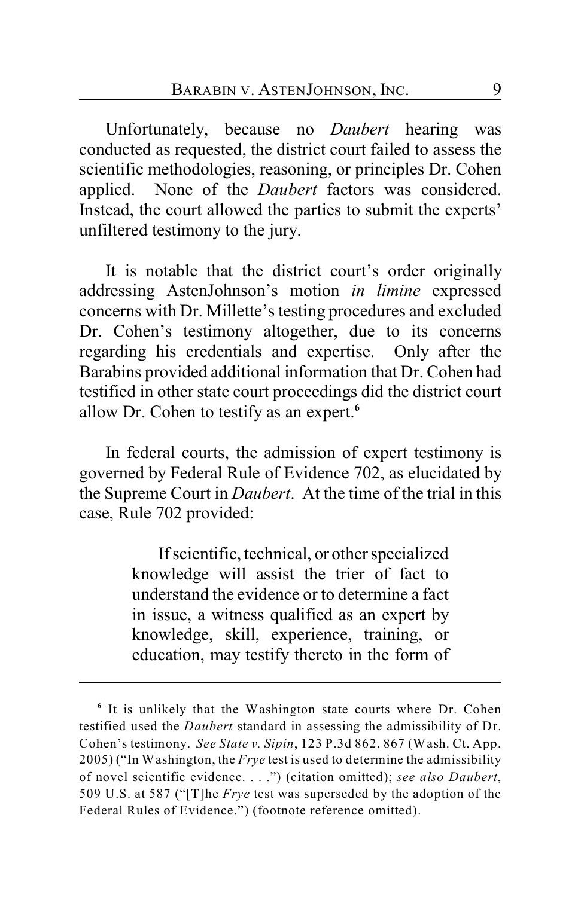Unfortunately, because no *Daubert* hearing was conducted as requested, the district court failed to assess the scientific methodologies, reasoning, or principles Dr. Cohen applied. None of the *Daubert* factors was considered. Instead, the court allowed the parties to submit the experts' unfiltered testimony to the jury.

It is notable that the district court's order originally addressing AstenJohnson's motion *in limine* expressed concerns with Dr. Millette's testing procedures and excluded Dr. Cohen's testimony altogether, due to its concerns regarding his credentials and expertise. Only after the Barabins provided additional information that Dr. Cohen had testified in other state court proceedings did the district court allow Dr. Cohen to testify as an expert.[6]

In federal courts, the admission of expert testimony is governed by Federal Rule of Evidence 702, as elucidated by the Supreme Court in *Daubert*. At the time of the trial in this case, Rule 702 provided:

> If scientific, technical, or other specialized knowledge will assist the trier of fact to understand the evidence or to determine a fact in issue, a witness qualified as an expert by knowledge, skill, experience, training, or education, may testify thereto in the form of

---

[6] It is unlikely that the Washington state courts where Dr. Cohen testified used the *Daubert* standard in assessing the admissibility of Dr. Cohen's testimony. *See State v. Sipin*, 123 P.3d 862, 867 (Wash. Ct. App. 2005) ("In Washington, the *Frye* test is used to determine the admissibility of novel scientific evidence. . . .") (citation omitted); *see also Daubert*, 509 U.S. at 587 ("[T]he *Frye* test was superseded by the adoption of the Federal Rules of Evidence.") (footnote reference omitted).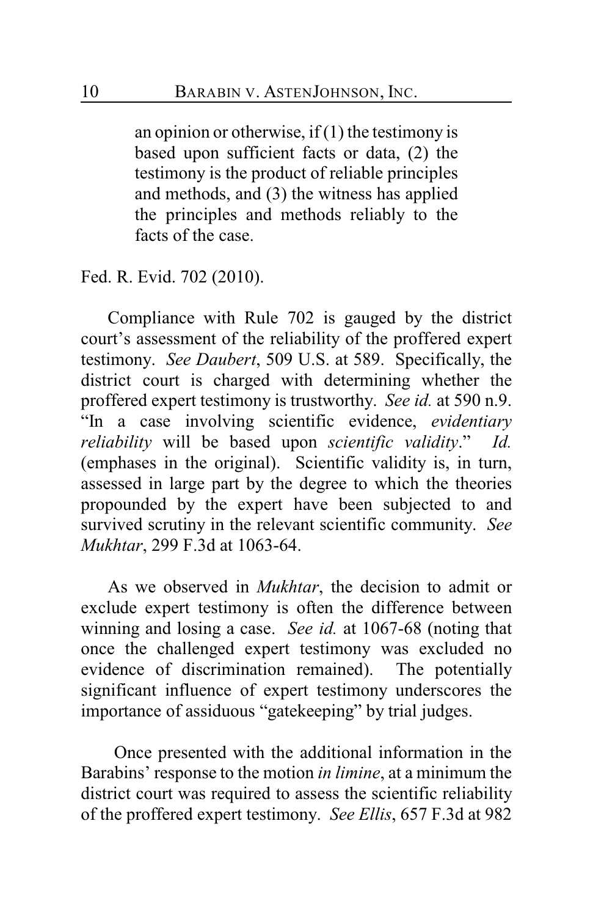> an opinion or otherwise, if (1) the testimony is based upon sufficient facts or data, (2) the testimony is the product of reliable principles and methods, and (3) the witness has applied the principles and methods reliably to the facts of the case.

Fed. R. Evid. 702 (2010).

Compliance with Rule 702 is gauged by the district court's assessment of the reliability of the proffered expert testimony. *See Daubert*, 509 U.S. at 589. Specifically, the district court is charged with determining whether the proffered expert testimony is trustworthy. *See id.* at 590 n.9. "In a case involving scientific evidence, *evidentiary reliability* will be based upon *scientific validity*." *Id.* (emphases in the original). Scientific validity is, in turn, assessed in large part by the degree to which the theories propounded by the expert have been subjected to and survived scrutiny in the relevant scientific community. *See Mukhtar*, 299 F.3d at 1063-64.

As we observed in *Mukhtar*, the decision to admit or exclude expert testimony is often the difference between winning and losing a case. *See id.* at 1067-68 (noting that once the challenged expert testimony was excluded no evidence of discrimination remained). The potentially significant influence of expert testimony underscores the importance of assiduous "gatekeeping" by trial judges.

Once presented with the additional information in the Barabins' response to the motion *in limine*, at a minimum the district court was required to assess the scientific reliability of the proffered expert testimony. *See Ellis*, 657 F.3d at 982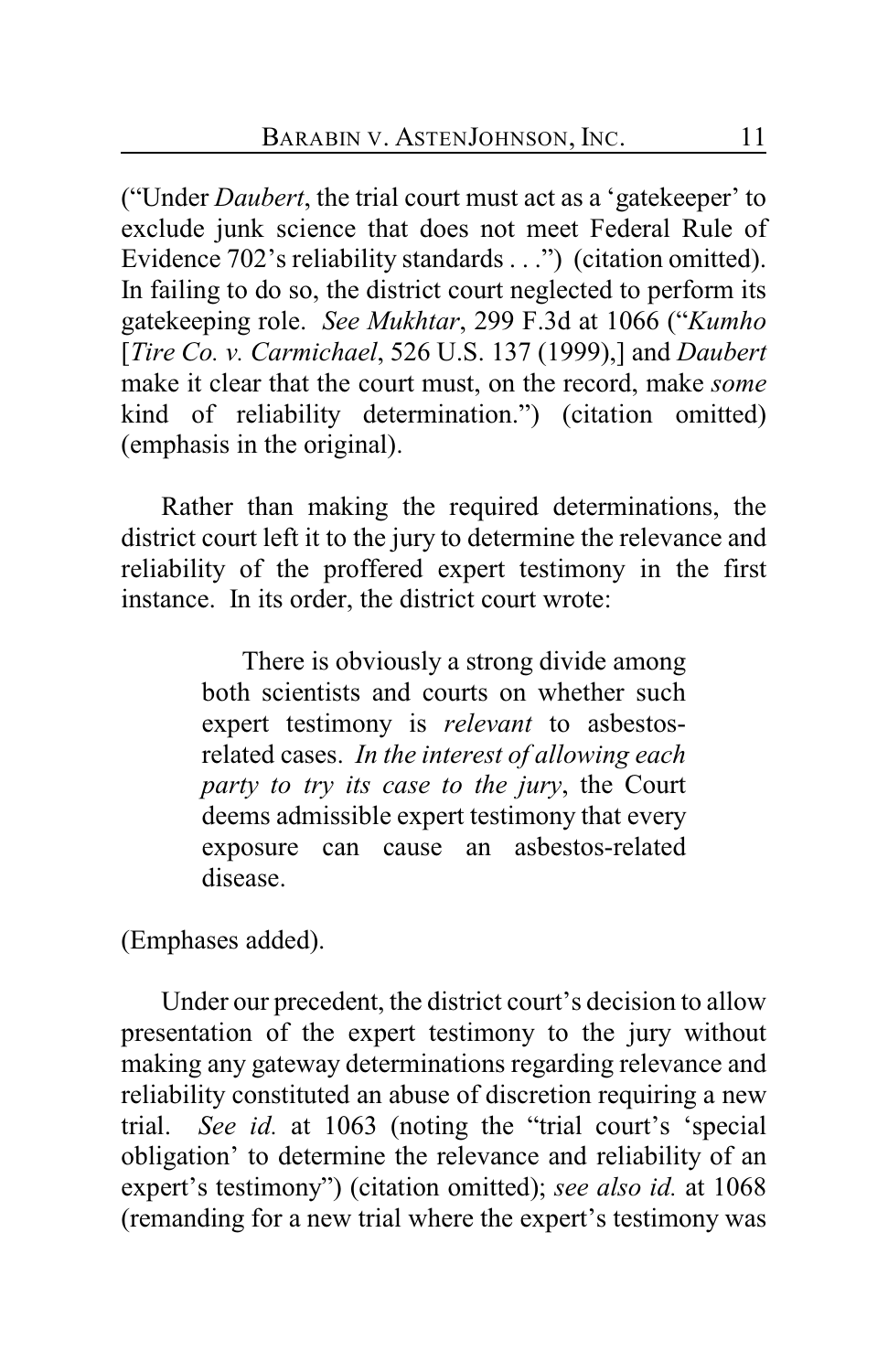("Under *Daubert*, the trial court must act as a 'gatekeeper' to exclude junk science that does not meet Federal Rule of Evidence 702's reliability standards . . .") (citation omitted). In failing to do so, the district court neglected to perform its gatekeeping role. *See Mukhtar*, 299 F.3d at 1066 ("*Kumho* [*Tire Co. v. Carmichael*, 526 U.S. 137 (1999),] and *Daubert* make it clear that the court must, on the record, make *some* kind of reliability determination.") (citation omitted) (emphasis in the original).

Rather than making the required determinations, the district court left it to the jury to determine the relevance and reliability of the proffered expert testimony in the first instance. In its order, the district court wrote:

> There is obviously a strong divide among both scientists and courts on whether such expert testimony is *relevant* to asbestos-related cases. *In the interest of allowing each party to try its case to the jury*, the Court deems admissible expert testimony that every exposure can cause an asbestos-related disease.

(Emphases added).

Under our precedent, the district court's decision to allow presentation of the expert testimony to the jury without making any gateway determinations regarding relevance and reliability constituted an abuse of discretion requiring a new trial. *See id.* at 1063 (noting the "trial court's 'special obligation' to determine the relevance and reliability of an expert's testimony") (citation omitted); *see also id.* at 1068 (remanding for a new trial where the expert's testimony was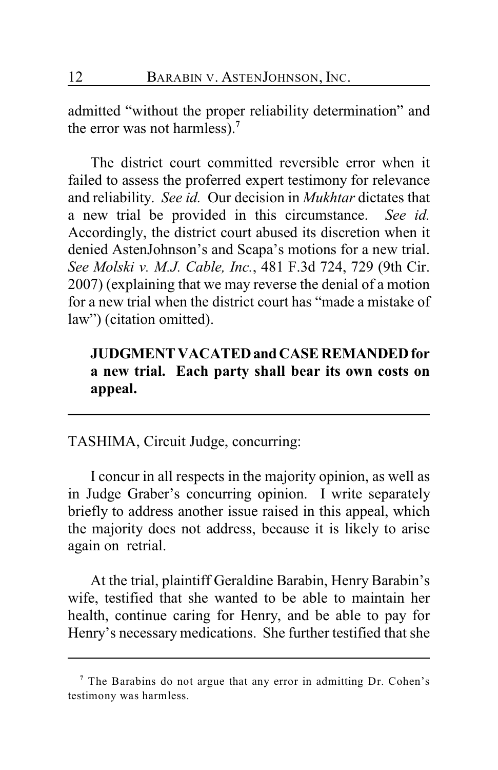admitted "without the proper reliability determination" and the error was not harmless).[7]

The district court committed reversible error when it failed to assess the proferred expert testimony for relevance and reliability. *See id.* Our decision in *Mukhtar* dictates that a new trial be provided in this circumstance. *See id.* Accordingly, the district court abused its discretion when it denied AstenJohnson's and Scapa's motions for a new trial. *See Molski v. M.J. Cable, Inc.*, 481 F.3d 724, 729 (9th Cir. 2007) (explaining that we may reverse the denial of a motion for a new trial when the district court has "made a mistake of law") (citation omitted).

> **JUDGMENT VACATED and CASE REMANDED for a new trial. Each party shall bear its own costs on appeal.**

---

TASHIMA, Circuit Judge, concurring:

I concur in all respects in the majority opinion, as well as in Judge Graber's concurring opinion. I write separately briefly to address another issue raised in this appeal, which the majority does not address, because it is likely to arise again on retrial.

At the trial, plaintiff Geraldine Barabin, Henry Barabin's wife, testified that she wanted to be able to maintain her health, continue caring for Henry, and be able to pay for Henry's necessary medications. She further testified that she

---

[7] The Barabins do not argue that any error in admitting Dr. Cohen's testimony was harmless.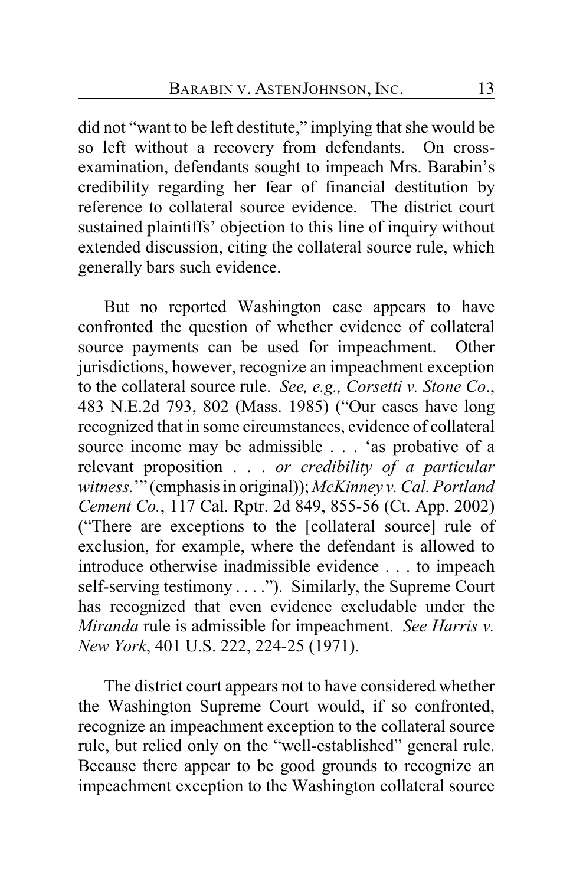did not "want to be left destitute," implying that she would be so left without a recovery from defendants. On cross-examination, defendants sought to impeach Mrs. Barabin's credibility regarding her fear of financial destitution by reference to collateral source evidence. The district court sustained plaintiffs' objection to this line of inquiry without extended discussion, citing the collateral source rule, which generally bars such evidence.

But no reported Washington case appears to have confronted the question of whether evidence of collateral source payments can be used for impeachment. Other jurisdictions, however, recognize an impeachment exception to the collateral source rule. *See, e.g., Corsetti v. Stone Co*., 483 N.E.2d 793, 802 (Mass. 1985) ("Our cases have long recognized that in some circumstances, evidence of collateral source income may be admissible . . . 'as probative of a relevant proposition . . . *or credibility of a particular witness.*'" (emphasis in original)); *McKinney v. Cal. Portland Cement Co.*, 117 Cal. Rptr. 2d 849, 855-56 (Ct. App. 2002) ("There are exceptions to the [collateral source] rule of exclusion, for example, where the defendant is allowed to introduce otherwise inadmissible evidence . . . to impeach self-serving testimony . . . ."). Similarly, the Supreme Court has recognized that even evidence excludable under the *Miranda* rule is admissible for impeachment. *See Harris v. New York*, 401 U.S. 222, 224-25 (1971).

The district court appears not to have considered whether the Washington Supreme Court would, if so confronted, recognize an impeachment exception to the collateral source rule, but relied only on the "well-established" general rule. Because there appear to be good grounds to recognize an impeachment exception to the Washington collateral source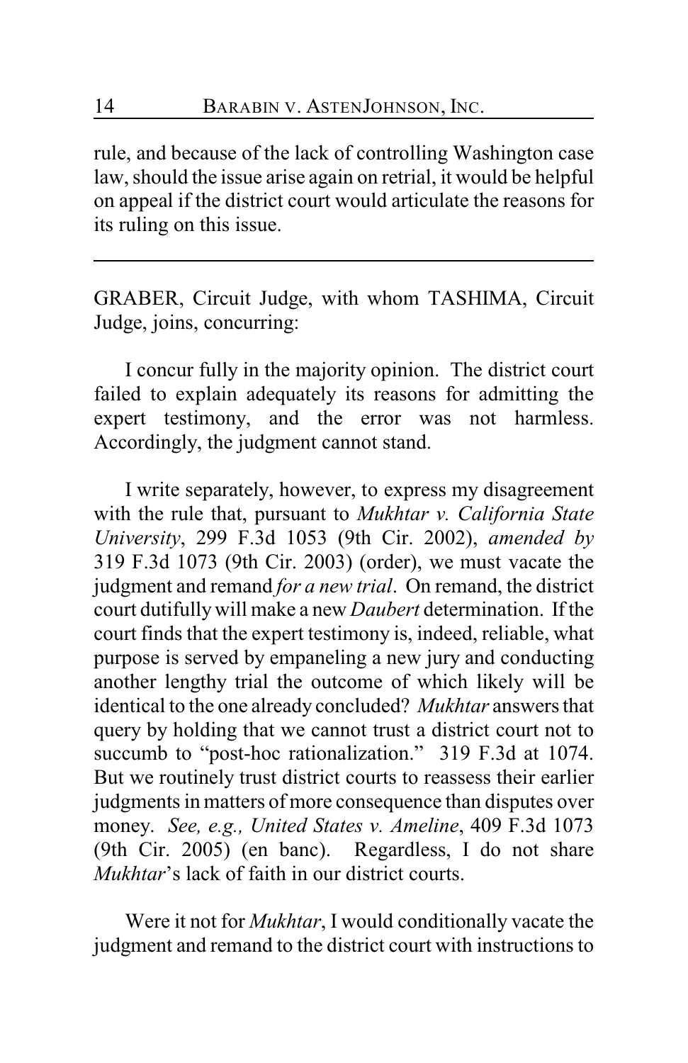rule, and because of the lack of controlling Washington case law, should the issue arise again on retrial, it would be helpful on appeal if the district court would articulate the reasons for its ruling on this issue.

---

GRABER, Circuit Judge, with whom TASHIMA, Circuit Judge, joins, concurring:

I concur fully in the majority opinion. The district court failed to explain adequately its reasons for admitting the expert testimony, and the error was not harmless. Accordingly, the judgment cannot stand.

I write separately, however, to express my disagreement with the rule that, pursuant to *Mukhtar v. California State University*, 299 F.3d 1053 (9th Cir. 2002), *amended by* 319 F.3d 1073 (9th Cir. 2003) (order), we must vacate the judgment and remand *for a new trial*. On remand, the district court dutifully will make a new *Daubert* determination. If the court finds that the expert testimony is, indeed, reliable, what purpose is served by empaneling a new jury and conducting another lengthy trial the outcome of which likely will be identical to the one already concluded? *Mukhtar* answers that query by holding that we cannot trust a district court not to succumb to "post-hoc rationalization." 319 F.3d at 1074. But we routinely trust district courts to reassess their earlier judgments in matters of more consequence than disputes over money. *See, e.g., United States v. Ameline*, 409 F.3d 1073 (9th Cir. 2005) (en banc). Regardless, I do not share *Mukhtar*'s lack of faith in our district courts.

Were it not for *Mukhtar*, I would conditionally vacate the judgment and remand to the district court with instructions to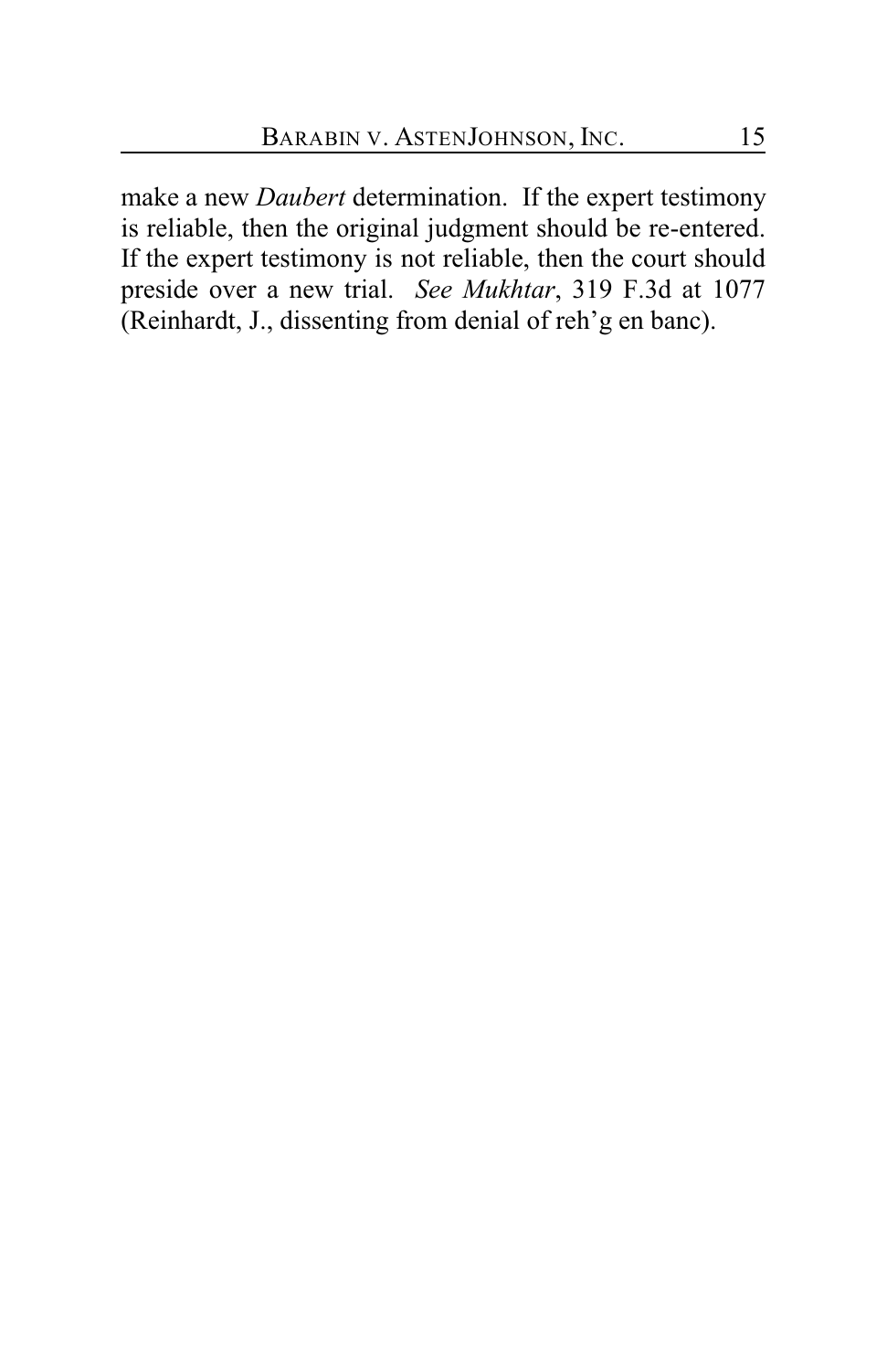make a new *Daubert* determination. If the expert testimony is reliable, then the original judgment should be re-entered. If the expert testimony is not reliable, then the court should preside over a new trial. *See Mukhtar*, 319 F.3d at 1077 (Reinhardt, J., dissenting from denial of reh'g en banc).